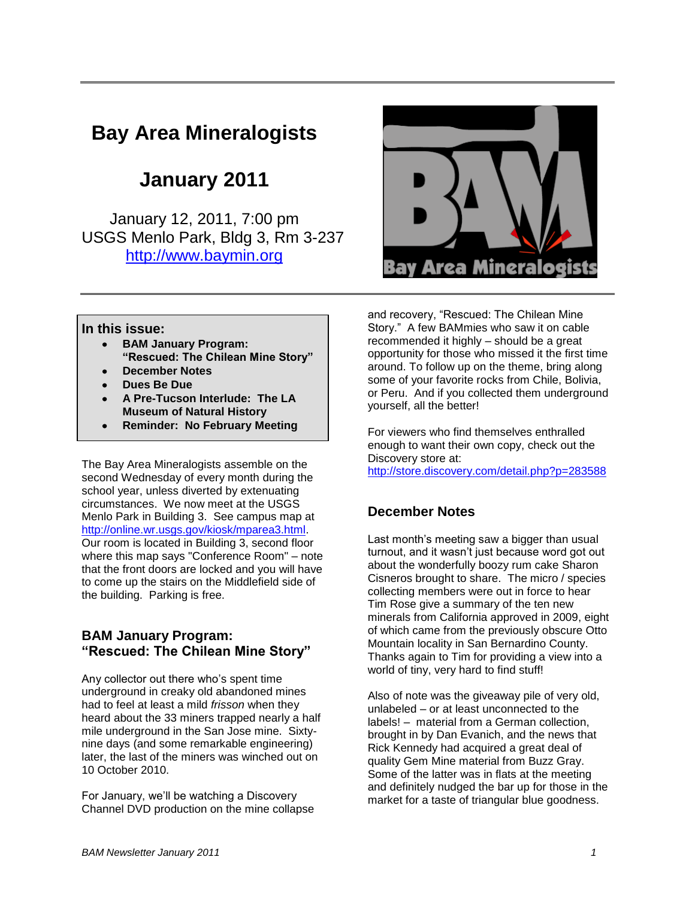# Bay Area Mineralogists

# January 2011

January 12, 2011, 7:00 pm
USGS Menlo Park, Bldg 3, Rm 3-237
http://www.baymin.org

**In this issue:**

- **BAM January Program: "Rescued: The Chilean Mine Story"**
- **December Notes**
- **Dues Be Due**
- **A Pre-Tucson Interlude: The LA Museum of Natural History**
- **Reminder: No February Meeting**

The Bay Area Mineralogists assemble on the second Wednesday of every month during the school year, unless diverted by extenuating circumstances. We now meet at the USGS Menlo Park in Building 3. See campus map at http://online.wr.usgs.gov/kiosk/mparea3.html. Our room is located in Building 3, second floor where this map says "Conference Room" – note that the front doors are locked and you will have to come up the stairs on the Middlefield side of the building. Parking is free.

## BAM January Program: "Rescued: The Chilean Mine Story"

Any collector out there who's spent time underground in creaky old abandoned mines had to feel at least a mild *frisson* when they heard about the 33 miners trapped nearly a half mile underground in the San Jose mine. Sixty-nine days (and some remarkable engineering) later, the last of the miners was winched out on 10 October 2010.

For January, we'll be watching a Discovery Channel DVD production on the mine collapse and recovery, "Rescued: The Chilean Mine Story." A few BAMmies who saw it on cable recommended it highly – should be a great opportunity for those who missed it the first time around. To follow up on the theme, bring along some of your favorite rocks from Chile, Bolivia, or Peru. And if you collected them underground yourself, all the better!

For viewers who find themselves enthralled enough to want their own copy, check out the Discovery store at: http://store.discovery.com/detail.php?p=283588

## December Notes

Last month's meeting saw a bigger than usual turnout, and it wasn't just because word got out about the wonderfully boozy rum cake Sharon Cisneros brought to share. The micro / species collecting members were out in force to hear Tim Rose give a summary of the ten new minerals from California approved in 2009, eight of which came from the previously obscure Otto Mountain locality in San Bernardino County. Thanks again to Tim for providing a view into a world of tiny, very hard to find stuff!

Also of note was the giveaway pile of very old, unlabeled – or at least unconnected to the labels! – material from a German collection, brought in by Dan Evanich, and the news that Rick Kennedy had acquired a great deal of quality Gem Mine material from Buzz Gray. Some of the latter was in flats at the meeting and definitely nudged the bar up for those in the market for a taste of triangular blue goodness.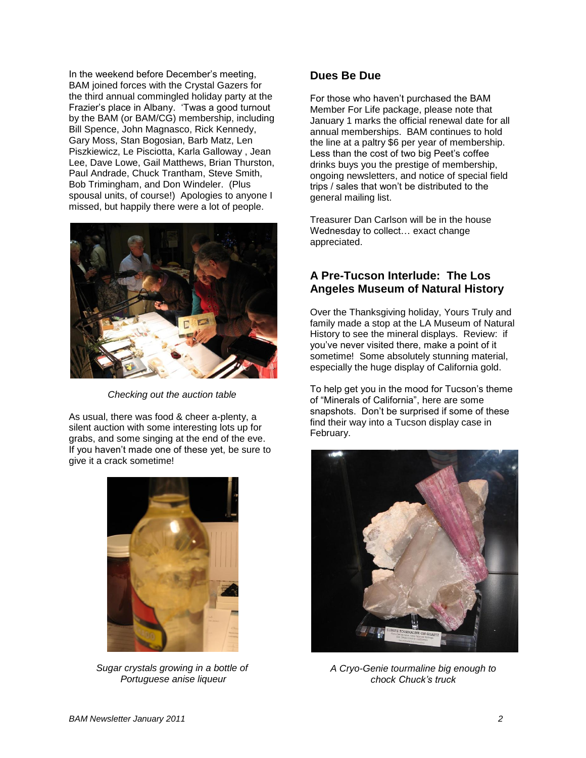In the weekend before December's meeting, BAM joined forces with the Crystal Gazers for the third annual commingled holiday party at the Frazier's place in Albany. 'Twas a good turnout by the BAM (or BAM/CG) membership, including Bill Spence, John Magnasco, Rick Kennedy, Gary Moss, Stan Bogosian, Barb Matz, Len Piszkiewicz, Le Pisciotta, Karla Galloway , Jean Lee, Dave Lowe, Gail Matthews, Brian Thurston, Paul Andrade, Chuck Trantham, Steve Smith, Bob Trimingham, and Don Windeler. (Plus spousal units, of course!) Apologies to anyone I missed, but happily there were a lot of people.

*Checking out the auction table*

As usual, there was food & cheer a-plenty, a silent auction with some interesting lots up for grabs, and some singing at the end of the eve. If you haven't made one of these yet, be sure to give it a crack sometime!

*Sugar crystals growing in a bottle of Portuguese anise liqueur*

## Dues Be Due

For those who haven't purchased the BAM Member For Life package, please note that January 1 marks the official renewal date for all annual memberships. BAM continues to hold the line at a paltry $6 per year of membership. Less than the cost of two big Peet's coffee drinks buys you the prestige of membership, ongoing newsletters, and notice of special field trips / sales that won't be distributed to the general mailing list.

Treasurer Dan Carlson will be in the house Wednesday to collect… exact change appreciated.

## A Pre-Tucson Interlude: The Los Angeles Museum of Natural History

Over the Thanksgiving holiday, Yours Truly and family made a stop at the LA Museum of Natural History to see the mineral displays. Review: if you've never visited there, make a point of it sometime! Some absolutely stunning material, especially the huge display of California gold.

To help get you in the mood for Tucson's theme of "Minerals of California", here are some snapshots. Don't be surprised if some of these find their way into a Tucson display case in February.

*A Cryo-Genie tourmaline big enough to chock Chuck's truck*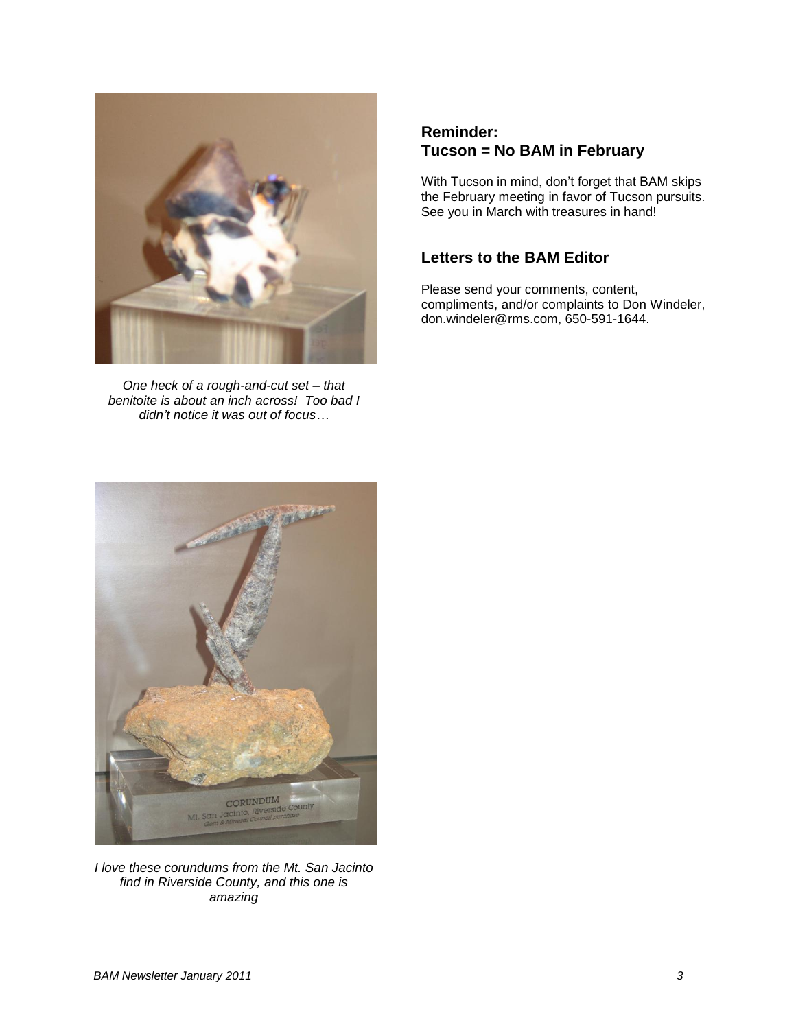*One heck of a rough-and-cut set – that benitoite is about an inch across! Too bad I didn't notice it was out of focus…*

## Reminder: Tucson = No BAM in February

With Tucson in mind, don't forget that BAM skips the February meeting in favor of Tucson pursuits. See you in March with treasures in hand!

## Letters to the BAM Editor

Please send your comments, content, compliments, and/or complaints to Don Windeler, don.windeler@rms.com, 650-591-1644.

*I love these corundums from the Mt. San Jacinto find in Riverside County, and this one is amazing*